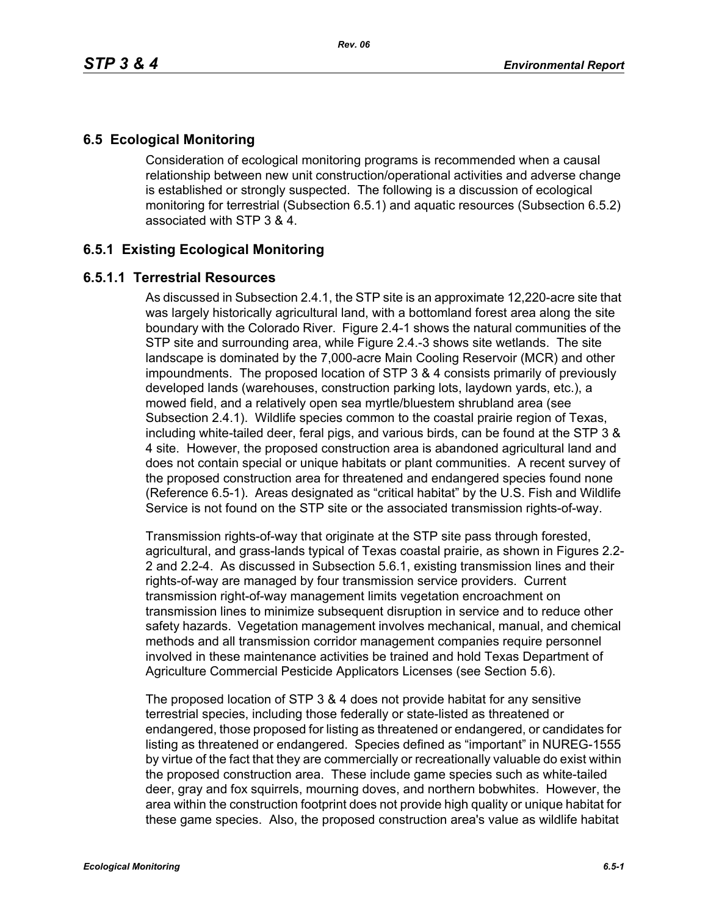## 6.5 Ecological Monitoring

Consideration of ecological monitoring programs is recommended when a causal relationship between new unit construction/operational activities and adverse change is established or strongly suspected. The following is a discussion of ecological monitoring for terrestrial (Subsection 6.5.1) and aquatic resources (Subsection 6.5.2) associated with STP 3 & 4.

## 6.5.1 Existing Ecological Monitoring

### 6.5.1.1 Terrestrial Resources

As discussed in Subsection 2.4.1, the STP site is an approximate 12,220-acre site that was largely historically agricultural land, with a bottomland forest area along the site boundary with the Colorado River. Figure 2.4-1 shows the natural communities of the STP site and surrounding area, while Figure 2.4.-3 shows site wetlands. The site landscape is dominated by the 7,000-acre Main Cooling Reservoir (MCR) and other impoundments. The proposed location of STP 3 & 4 consists primarily of previously developed lands (warehouses, construction parking lots, laydown yards, etc.), a mowed field, and a relatively open sea myrtle/bluestem shrubland area (see Subsection 2.4.1). Wildlife species common to the coastal prairie region of Texas, including white-tailed deer, feral pigs, and various birds, can be found at the STP 3 & 4 site. However, the proposed construction area is abandoned agricultural land and does not contain special or unique habitats or plant communities. A recent survey of the proposed construction area for threatened and endangered species found none (Reference 6.5-1). Areas designated as "critical habitat" by the U.S. Fish and Wildlife Service is not found on the STP site or the associated transmission rights-of-way.

Transmission rights-of-way that originate at the STP site pass through forested, agricultural, and grass-lands typical of Texas coastal prairie, as shown in Figures 2.2-2 and 2.2-4. As discussed in Subsection 5.6.1, existing transmission lines and their rights-of-way are managed by four transmission service providers. Current transmission right-of-way management limits vegetation encroachment on transmission lines to minimize subsequent disruption in service and to reduce other safety hazards. Vegetation management involves mechanical, manual, and chemical methods and all transmission corridor management companies require personnel involved in these maintenance activities be trained and hold Texas Department of Agriculture Commercial Pesticide Applicators Licenses (see Section 5.6).

The proposed location of STP 3 & 4 does not provide habitat for any sensitive terrestrial species, including those federally or state-listed as threatened or endangered, those proposed for listing as threatened or endangered, or candidates for listing as threatened or endangered. Species defined as "important" in NUREG-1555 by virtue of the fact that they are commercially or recreationally valuable do exist within the proposed construction area. These include game species such as white-tailed deer, gray and fox squirrels, mourning doves, and northern bobwhites. However, the area within the construction footprint does not provide high quality or unique habitat for these game species. Also, the proposed construction area's value as wildlife habitat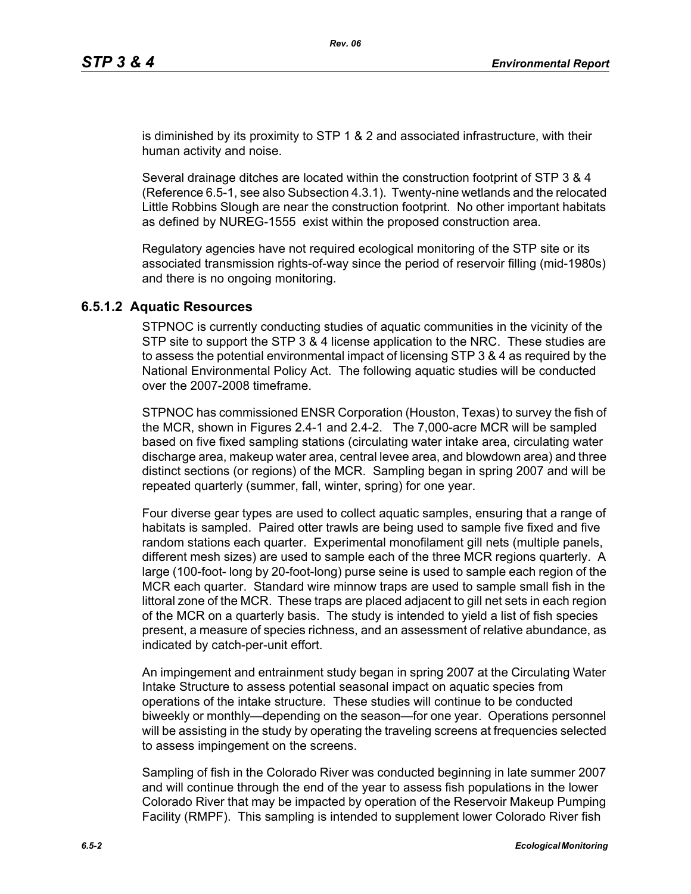is diminished by its proximity to STP 1 & 2 and associated infrastructure, with their human activity and noise.

Several drainage ditches are located within the construction footprint of STP 3 & 4 (Reference 6.5-1, see also Subsection 4.3.1). Twenty-nine wetlands and the relocated Little Robbins Slough are near the construction footprint. No other important habitats as defined by NUREG-1555 exist within the proposed construction area.

Regulatory agencies have not required ecological monitoring of the STP site or its associated transmission rights-of-way since the period of reservoir filling (mid-1980s) and there is no ongoing monitoring.

### 6.5.1.2 Aquatic Resources

STPNOC is currently conducting studies of aquatic communities in the vicinity of the STP site to support the STP 3 & 4 license application to the NRC. These studies are to assess the potential environmental impact of licensing STP 3 & 4 as required by the National Environmental Policy Act. The following aquatic studies will be conducted over the 2007-2008 timeframe.

STPNOC has commissioned ENSR Corporation (Houston, Texas) to survey the fish of the MCR, shown in Figures 2.4-1 and 2.4-2. The 7,000-acre MCR will be sampled based on five fixed sampling stations (circulating water intake area, circulating water discharge area, makeup water area, central levee area, and blowdown area) and three distinct sections (or regions) of the MCR. Sampling began in spring 2007 and will be repeated quarterly (summer, fall, winter, spring) for one year.

Four diverse gear types are used to collect aquatic samples, ensuring that a range of habitats is sampled. Paired otter trawls are being used to sample five fixed and five random stations each quarter. Experimental monofilament gill nets (multiple panels, different mesh sizes) are used to sample each of the three MCR regions quarterly. A large (100-foot- long by 20-foot-long) purse seine is used to sample each region of the MCR each quarter. Standard wire minnow traps are used to sample small fish in the littoral zone of the MCR. These traps are placed adjacent to gill net sets in each region of the MCR on a quarterly basis. The study is intended to yield a list of fish species present, a measure of species richness, and an assessment of relative abundance, as indicated by catch-per-unit effort.

An impingement and entrainment study began in spring 2007 at the Circulating Water Intake Structure to assess potential seasonal impact on aquatic species from operations of the intake structure. These studies will continue to be conducted biweekly or monthly—depending on the season—for one year. Operations personnel will be assisting in the study by operating the traveling screens at frequencies selected to assess impingement on the screens.

Sampling of fish in the Colorado River was conducted beginning in late summer 2007 and will continue through the end of the year to assess fish populations in the lower Colorado River that may be impacted by operation of the Reservoir Makeup Pumping Facility (RMPF). This sampling is intended to supplement lower Colorado River fish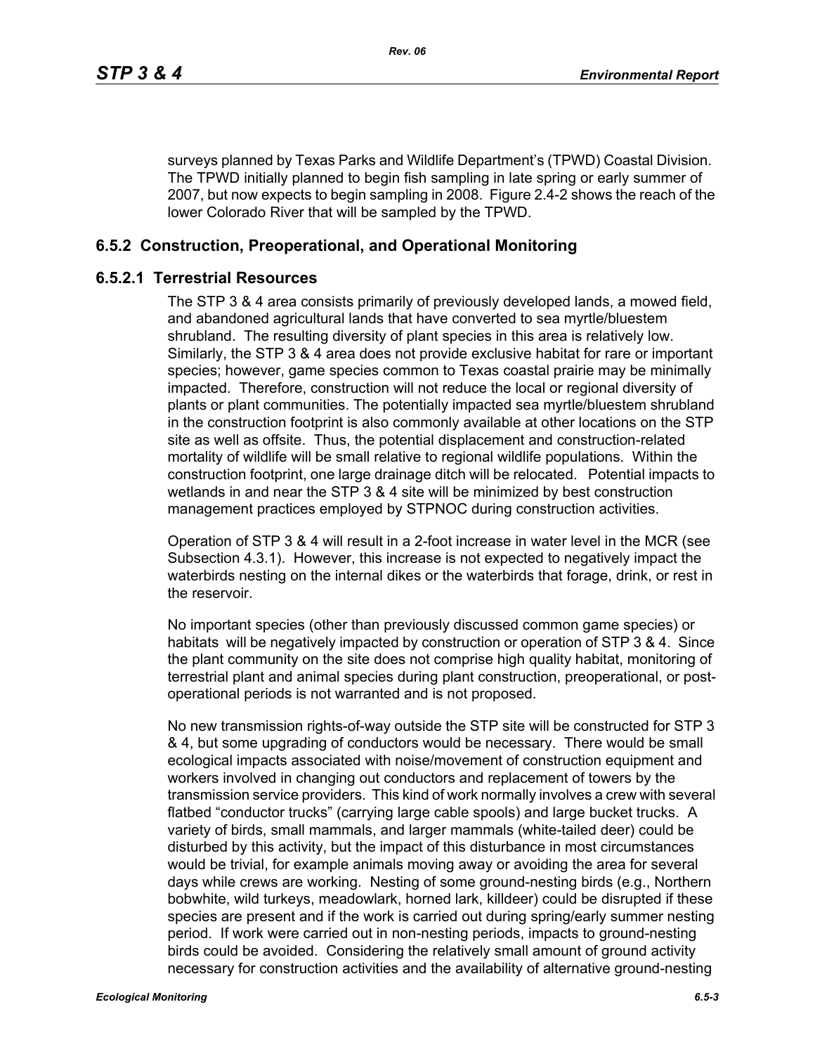surveys planned by Texas Parks and Wildlife Department's (TPWD) Coastal Division. The TPWD initially planned to begin fish sampling in late spring or early summer of 2007, but now expects to begin sampling in 2008. Figure 2.4-2 shows the reach of the lower Colorado River that will be sampled by the TPWD.

## 6.5.2 Construction, Preoperational, and Operational Monitoring

### 6.5.2.1 Terrestrial Resources

The STP 3 & 4 area consists primarily of previously developed lands, a mowed field, and abandoned agricultural lands that have converted to sea myrtle/bluestem shrubland. The resulting diversity of plant species in this area is relatively low. Similarly, the STP 3 & 4 area does not provide exclusive habitat for rare or important species; however, game species common to Texas coastal prairie may be minimally impacted. Therefore, construction will not reduce the local or regional diversity of plants or plant communities. The potentially impacted sea myrtle/bluestem shrubland in the construction footprint is also commonly available at other locations on the STP site as well as offsite. Thus, the potential displacement and construction-related mortality of wildlife will be small relative to regional wildlife populations. Within the construction footprint, one large drainage ditch will be relocated. Potential impacts to wetlands in and near the STP 3 & 4 site will be minimized by best construction management practices employed by STPNOC during construction activities.

Operation of STP 3 & 4 will result in a 2-foot increase in water level in the MCR (see Subsection 4.3.1). However, this increase is not expected to negatively impact the waterbirds nesting on the internal dikes or the waterbirds that forage, drink, or rest in the reservoir.

No important species (other than previously discussed common game species) or habitats will be negatively impacted by construction or operation of STP 3 & 4. Since the plant community on the site does not comprise high quality habitat, monitoring of terrestrial plant and animal species during plant construction, preoperational, or post-operational periods is not warranted and is not proposed.

No new transmission rights-of-way outside the STP site will be constructed for STP 3 & 4, but some upgrading of conductors would be necessary. There would be small ecological impacts associated with noise/movement of construction equipment and workers involved in changing out conductors and replacement of towers by the transmission service providers. This kind of work normally involves a crew with several flatbed "conductor trucks" (carrying large cable spools) and large bucket trucks. A variety of birds, small mammals, and larger mammals (white-tailed deer) could be disturbed by this activity, but the impact of this disturbance in most circumstances would be trivial, for example animals moving away or avoiding the area for several days while crews are working. Nesting of some ground-nesting birds (e.g., Northern bobwhite, wild turkeys, meadowlark, horned lark, killdeer) could be disrupted if these species are present and if the work is carried out during spring/early summer nesting period. If work were carried out in non-nesting periods, impacts to ground-nesting birds could be avoided. Considering the relatively small amount of ground activity necessary for construction activities and the availability of alternative ground-nesting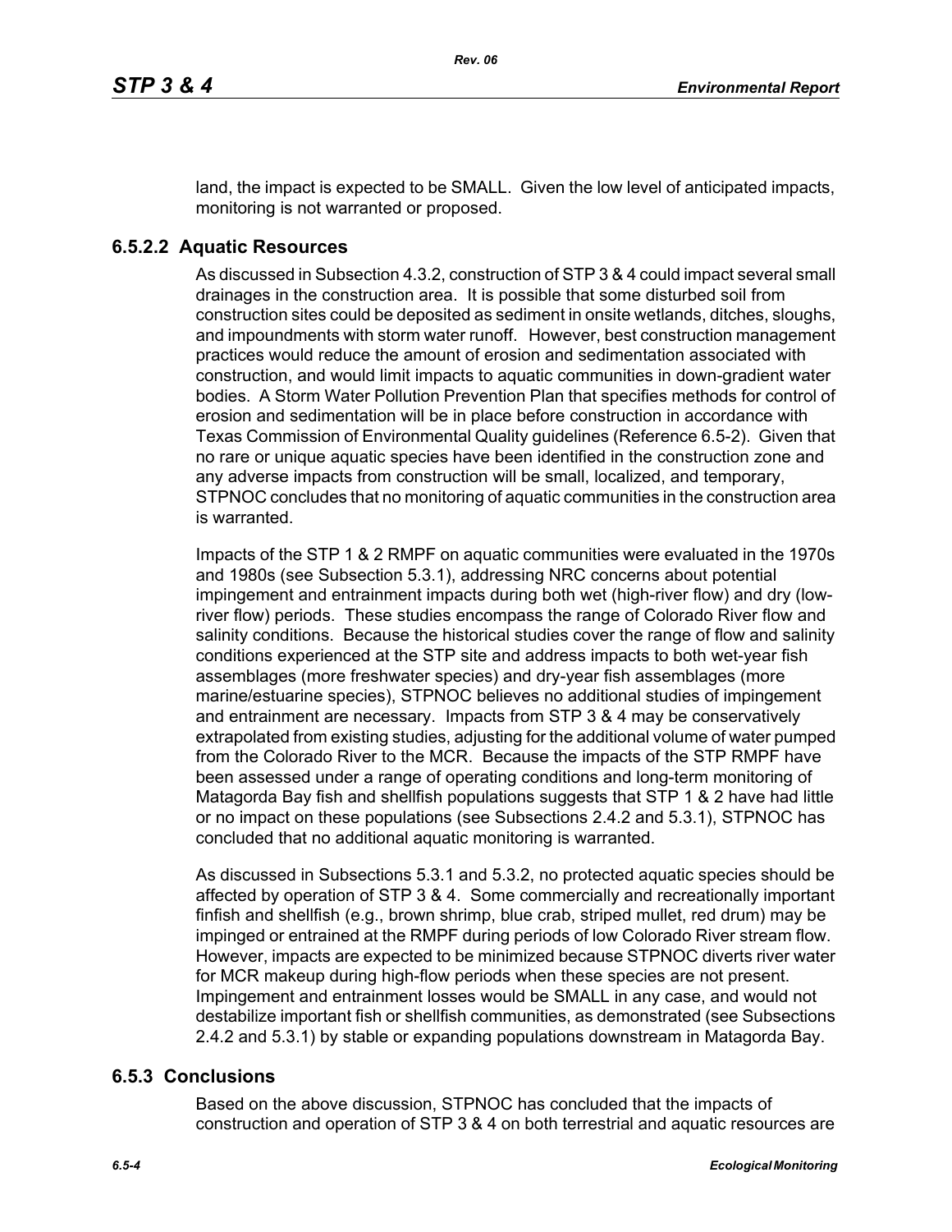land, the impact is expected to be SMALL. Given the low level of anticipated impacts, monitoring is not warranted or proposed.

### 6.5.2.2 Aquatic Resources

As discussed in Subsection 4.3.2, construction of STP 3 & 4 could impact several small drainages in the construction area. It is possible that some disturbed soil from construction sites could be deposited as sediment in onsite wetlands, ditches, sloughs, and impoundments with storm water runoff. However, best construction management practices would reduce the amount of erosion and sedimentation associated with construction, and would limit impacts to aquatic communities in down-gradient water bodies. A Storm Water Pollution Prevention Plan that specifies methods for control of erosion and sedimentation will be in place before construction in accordance with Texas Commission of Environmental Quality guidelines (Reference 6.5-2). Given that no rare or unique aquatic species have been identified in the construction zone and any adverse impacts from construction will be small, localized, and temporary, STPNOC concludes that no monitoring of aquatic communities in the construction area is warranted.

Impacts of the STP 1 & 2 RMPF on aquatic communities were evaluated in the 1970s and 1980s (see Subsection 5.3.1), addressing NRC concerns about potential impingement and entrainment impacts during both wet (high-river flow) and dry (low-river flow) periods. These studies encompass the range of Colorado River flow and salinity conditions. Because the historical studies cover the range of flow and salinity conditions experienced at the STP site and address impacts to both wet-year fish assemblages (more freshwater species) and dry-year fish assemblages (more marine/estuarine species), STPNOC believes no additional studies of impingement and entrainment are necessary. Impacts from STP 3 & 4 may be conservatively extrapolated from existing studies, adjusting for the additional volume of water pumped from the Colorado River to the MCR. Because the impacts of the STP RMPF have been assessed under a range of operating conditions and long-term monitoring of Matagorda Bay fish and shellfish populations suggests that STP 1 & 2 have had little or no impact on these populations (see Subsections 2.4.2 and 5.3.1), STPNOC has concluded that no additional aquatic monitoring is warranted.

As discussed in Subsections 5.3.1 and 5.3.2, no protected aquatic species should be affected by operation of STP 3 & 4. Some commercially and recreationally important finfish and shellfish (e.g., brown shrimp, blue crab, striped mullet, red drum) may be impinged or entrained at the RMPF during periods of low Colorado River stream flow. However, impacts are expected to be minimized because STPNOC diverts river water for MCR makeup during high-flow periods when these species are not present. Impingement and entrainment losses would be SMALL in any case, and would not destabilize important fish or shellfish communities, as demonstrated (see Subsections 2.4.2 and 5.3.1) by stable or expanding populations downstream in Matagorda Bay.

## 6.5.3 Conclusions

Based on the above discussion, STPNOC has concluded that the impacts of construction and operation of STP 3 & 4 on both terrestrial and aquatic resources are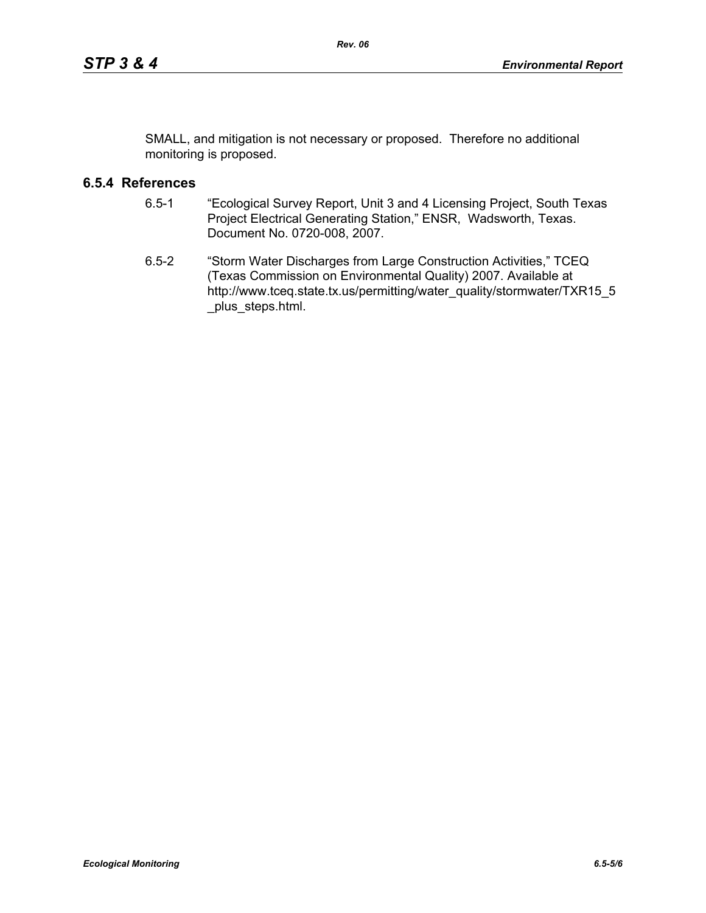SMALL, and mitigation is not necessary or proposed. Therefore no additional monitoring is proposed.

### 6.5.4 References

6.5-1 "Ecological Survey Report, Unit 3 and 4 Licensing Project, South Texas Project Electrical Generating Station," ENSR, Wadsworth, Texas. Document No. 0720-008, 2007.

6.5-2 "Storm Water Discharges from Large Construction Activities," TCEQ (Texas Commission on Environmental Quality) 2007. Available at http://www.tceq.state.tx.us/permitting/water_quality/stormwater/TXR15_5_plus_steps.html.